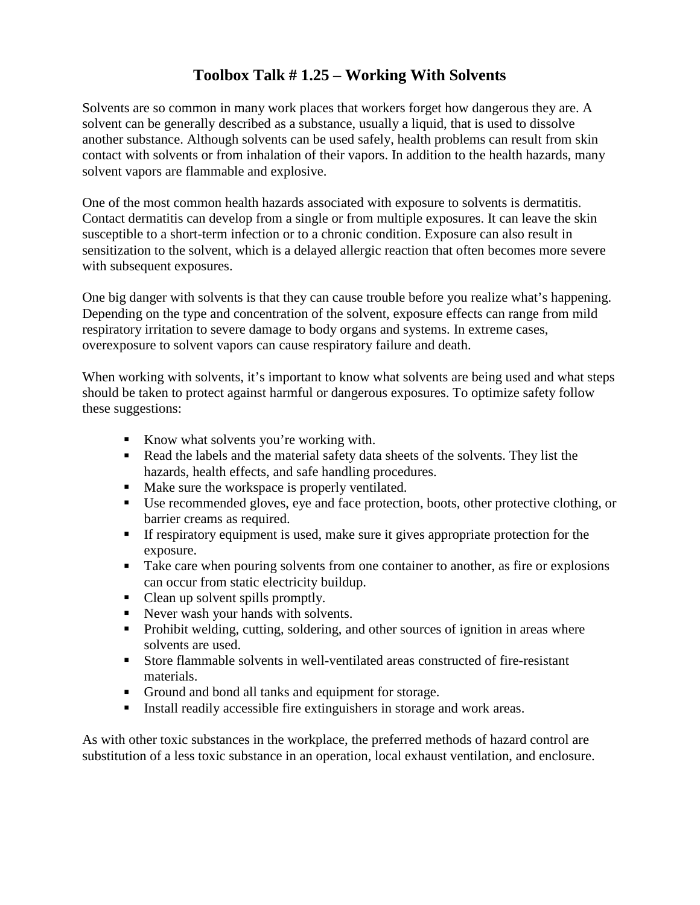# Toolbox Talk # 1.25 – Working With Solvents

Solvents are so common in many work places that workers forget how dangerous they are. A solvent can be generally described as a substance, usually a liquid, that is used to dissolve another substance. Although solvents can be used safely, health problems can result from skin contact with solvents or from inhalation of their vapors. In addition to the health hazards, many solvent vapors are flammable and explosive.

One of the most common health hazards associated with exposure to solvents is dermatitis. Contact dermatitis can develop from a single or from multiple exposures. It can leave the skin susceptible to a short-term infection or to a chronic condition. Exposure can also result in sensitization to the solvent, which is a delayed allergic reaction that often becomes more severe with subsequent exposures.

One big danger with solvents is that they can cause trouble before you realize what's happening. Depending on the type and concentration of the solvent, exposure effects can range from mild respiratory irritation to severe damage to body organs and systems. In extreme cases, overexposure to solvent vapors can cause respiratory failure and death.

When working with solvents, it's important to know what solvents are being used and what steps should be taken to protect against harmful or dangerous exposures. To optimize safety follow these suggestions:

- Know what solvents you're working with.
- Read the labels and the material safety data sheets of the solvents. They list the hazards, health effects, and safe handling procedures.
- Make sure the workspace is properly ventilated.
- Use recommended gloves, eye and face protection, boots, other protective clothing, or barrier creams as required.
- If respiratory equipment is used, make sure it gives appropriate protection for the exposure.
- Take care when pouring solvents from one container to another, as fire or explosions can occur from static electricity buildup.
- Clean up solvent spills promptly.
- Never wash your hands with solvents.
- Prohibit welding, cutting, soldering, and other sources of ignition in areas where solvents are used.
- Store flammable solvents in well-ventilated areas constructed of fire-resistant materials.
- Ground and bond all tanks and equipment for storage.
- Install readily accessible fire extinguishers in storage and work areas.

As with other toxic substances in the workplace, the preferred methods of hazard control are substitution of a less toxic substance in an operation, local exhaust ventilation, and enclosure.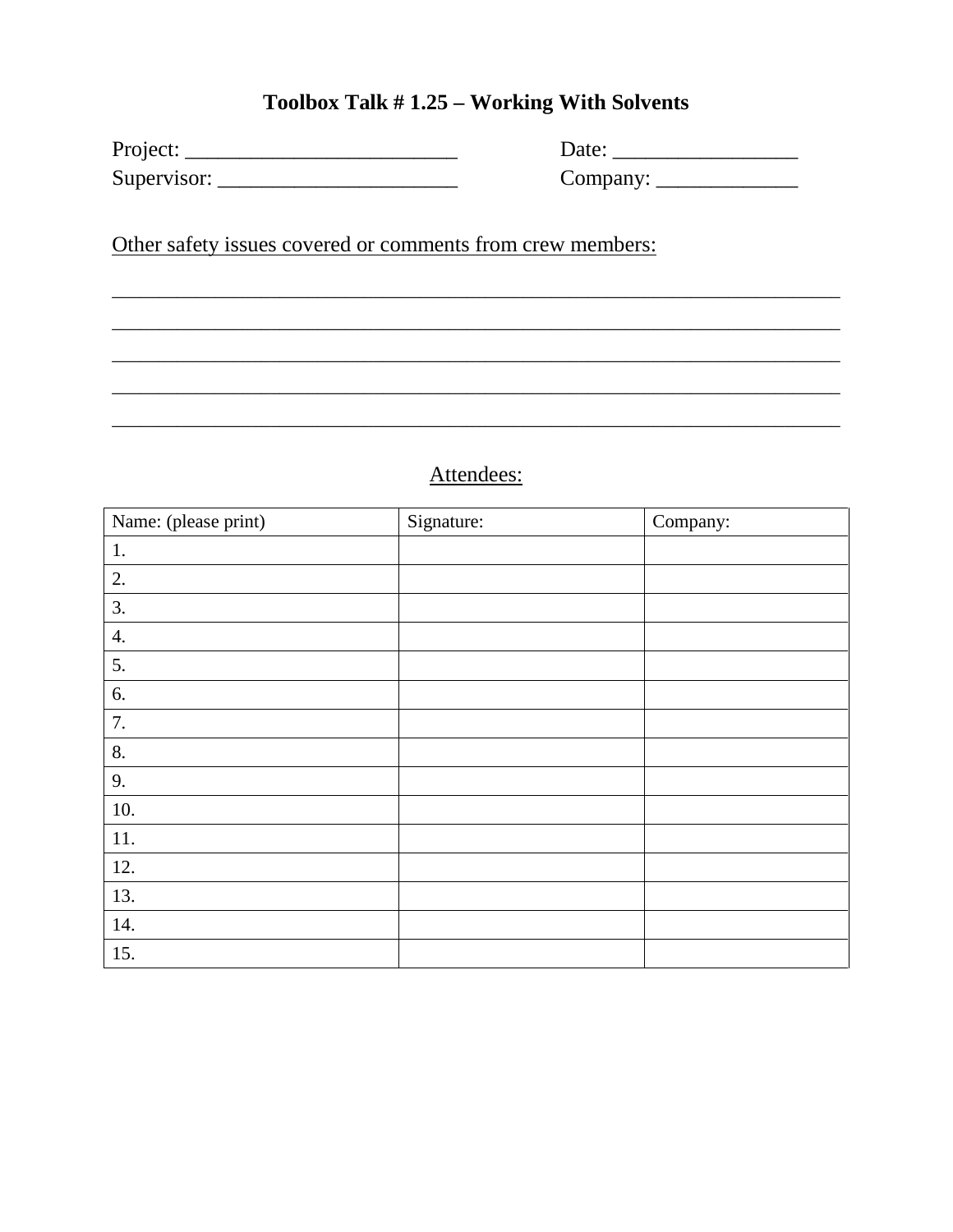# Toolbox Talk # 1.25 – Working With Solvents

Project: _________________________ Date: _________________

Supervisor: ______________________ Company: _____________

Other safety issues covered or comments from crew members:

___________________________________________________________________________

___________________________________________________________________________

___________________________________________________________________________

___________________________________________________________________________

___________________________________________________________________________

## Attendees:

| Name: (please print) | Signature: | Company: |
|---|---|---|
| 1. | | |
| 2. | | |
| 3. | | |
| 4. | | |
| 5. | | |
| 6. | | |
| 7. | | |
| 8. | | |
| 9. | | |
| 10. | | |
| 11. | | |
| 12. | | |
| 13. | | |
| 14. | | |
| 15. | | |